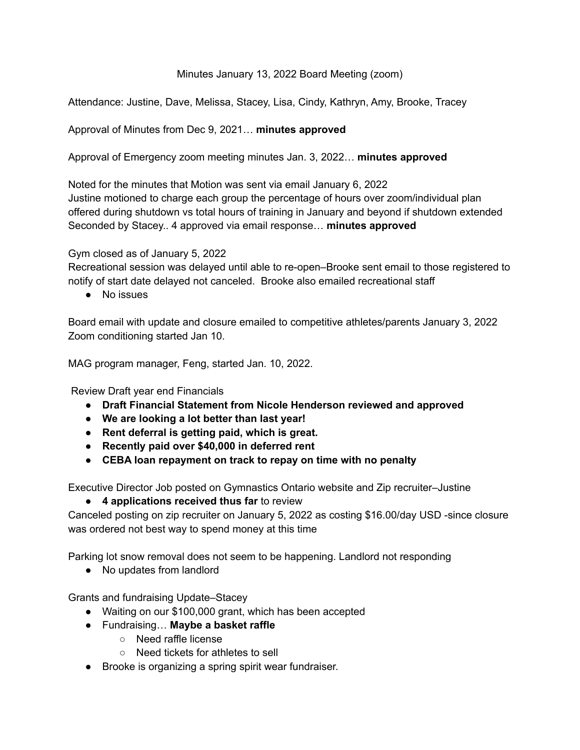Minutes January 13, 2022 Board Meeting (zoom)

Attendance: Justine, Dave, Melissa, Stacey, Lisa, Cindy, Kathryn, Amy, Brooke, Tracey

Approval of Minutes from Dec 9, 2021… **minutes approved**

Approval of Emergency zoom meeting minutes Jan. 3, 2022… **minutes approved**

Noted for the minutes that Motion was sent via email January 6, 2022
Justine motioned to charge each group the percentage of hours over zoom/individual plan offered during shutdown vs total hours of training in January and beyond if shutdown extended
Seconded by Stacey.. 4 approved via email response… **minutes approved**

Gym closed as of January 5, 2022
Recreational session was delayed until able to re-open–Brooke sent email to those registered to notify of start date delayed not canceled. Brooke also emailed recreational staff

- No issues

Board email with update and closure emailed to competitive athletes/parents January 3, 2022
Zoom conditioning started Jan 10.

MAG program manager, Feng, started Jan. 10, 2022.

Review Draft year end Financials

- **Draft Financial Statement from Nicole Henderson reviewed and approved**
- **We are looking a lot better than last year!**
- **Rent deferral is getting paid, which is great.**
- **Recently paid over $40,000 in deferred rent**
- **CEBA loan repayment on track to repay on time with no penalty**

Executive Director Job posted on Gymnastics Ontario website and Zip recruiter–Justine

- **4 applications received thus far** to review

Canceled posting on zip recruiter on January 5, 2022 as costing $16.00/day USD -since closure was ordered not best way to spend money at this time

Parking lot snow removal does not seem to be happening. Landlord not responding

- No updates from landlord

Grants and fundraising Update–Stacey

- Waiting on our $100,000 grant, which has been accepted
- Fundraising… **Maybe a basket raffle**
  - Need raffle license
  - Need tickets for athletes to sell
- Brooke is organizing a spring spirit wear fundraiser.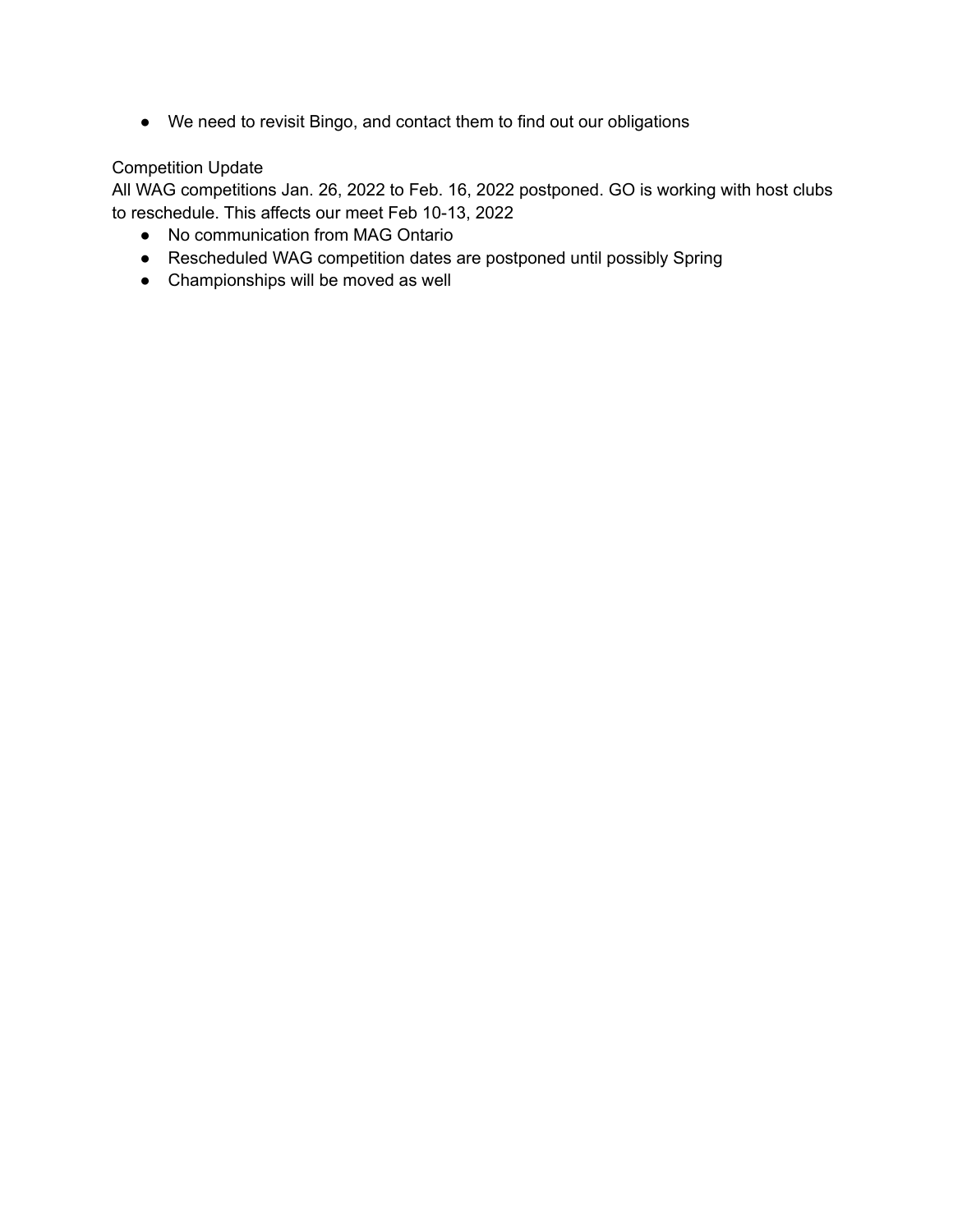- We need to revisit Bingo, and contact them to find out our obligations

Competition Update

All WAG competitions Jan. 26, 2022 to Feb. 16, 2022 postponed. GO is working with host clubs to reschedule. This affects our meet Feb 10-13, 2022

- No communication from MAG Ontario
- Rescheduled WAG competition dates are postponed until possibly Spring
- Championships will be moved as well